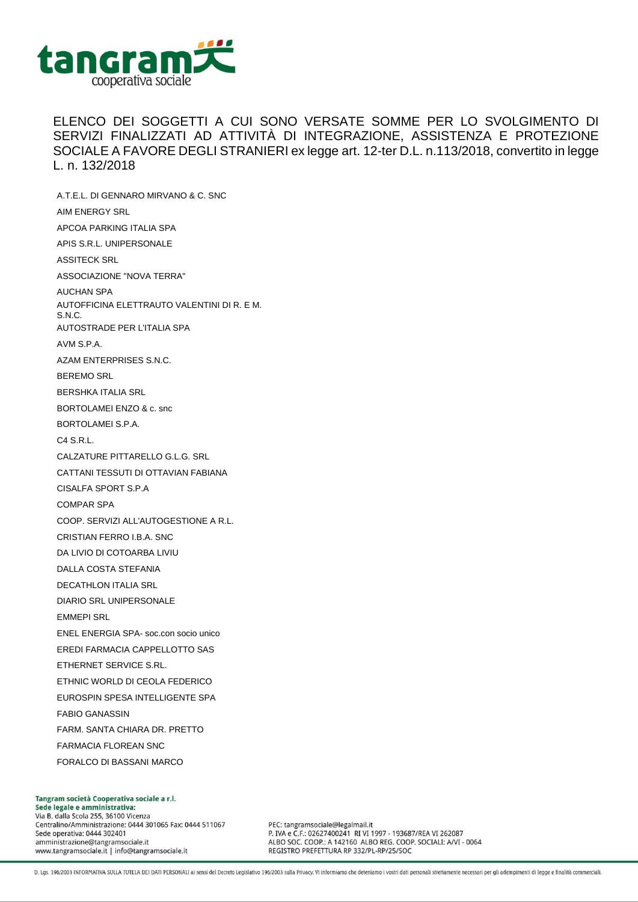tangram cooperativa sociale

ELENCO DEI SOGGETTI A CUI SONO VERSATE SOMME PER LO SVOLGIMENTO DI SERVIZI FINALIZZATI AD ATTIVITÀ DI INTEGRAZIONE, ASSISTENZA E PROTEZIONE SOCIALE A FAVORE DEGLI STRANIERI ex legge art. 12-ter D.L. n.113/2018, convertito in legge L. n. 132/2018

A.T.E.L. DI GENNARO MIRVANO & C. SNC

AIM ENERGY SRL

APCOA PARKING ITALIA SPA

APIS S.R.L. UNIPERSONALE

ASSITECK SRL

ASSOCIAZIONE "NOVA TERRA"

AUCHAN SPA

AUTOFFICINA ELETTRAUTO VALENTINI DI R. E M. S.N.C.

AUTOSTRADE PER L'ITALIA SPA

AVM S.P.A.

AZAM ENTERPRISES S.N.C.

BEREMO SRL

BERSHKA ITALIA SRL

BORTOLAMEI ENZO & c. snc

BORTOLAMEI S.P.A.

C4 S.R.L.

CALZATURE PITTARELLO G.L.G. SRL

CATTANI TESSUTI DI OTTAVIAN FABIANA

CISALFA SPORT S.P.A

COMPAR SPA

COOP. SERVIZI ALL'AUTOGESTIONE A R.L.

CRISTIAN FERRO I.B.A. SNC

DA LIVIO DI COTOARBA LIVIU

DALLA COSTA STEFANIA

DECATHLON ITALIA SRL

DIARIO SRL UNIPERSONALE

EMMEPI SRL

ENEL ENERGIA SPA- soc.con socio unico

EREDI FARMACIA CAPPELLOTTO SAS

ETHERNET SERVICE S.RL.

ETHNIC WORLD DI CEOLA FEDERICO

EUROSPIN SPESA INTELLIGENTE SPA

FABIO GANASSIN

FARM. SANTA CHIARA DR. PRETTO

FARMACIA FLOREAN SNC

FORALCO DI BASSANI MARCO

**Tangram società Cooperativa sociale a r.l.**
**Sede legale e amministrativa:**
Via B. dalla Scola 255, 36100 Vicenza
Centralino/Amministrazione: 0444 301065 Fax: 0444 511067
Sede operativa: 0444 302401
amministrazione@tangramsociale.it
www.tangramsociale.it | info@tangramsociale.it

PEC: tangramsociale@legalmail.it
P. IVA e C.F.: 02627400241 RI VI 1997 - 193687/REA VI 262087
ALBO SOC. COOP.: A 142160 ALBO REG. COOP. SOCIALI: A/VI - 0064
REGISTRO PREFETTURA RP 332/PL-RP/25/SOC

D. Lgs. 196/2003 INFORMATIVA SULLA TUTELA DEI DATI PERSONALI ai sensi del Decreto Legislativo 196/2003 sulla Privacy. Vi informiamo che deteniamo i vostri dati personali strettamente necessari per gli adempimenti di legge e finalità commerciali.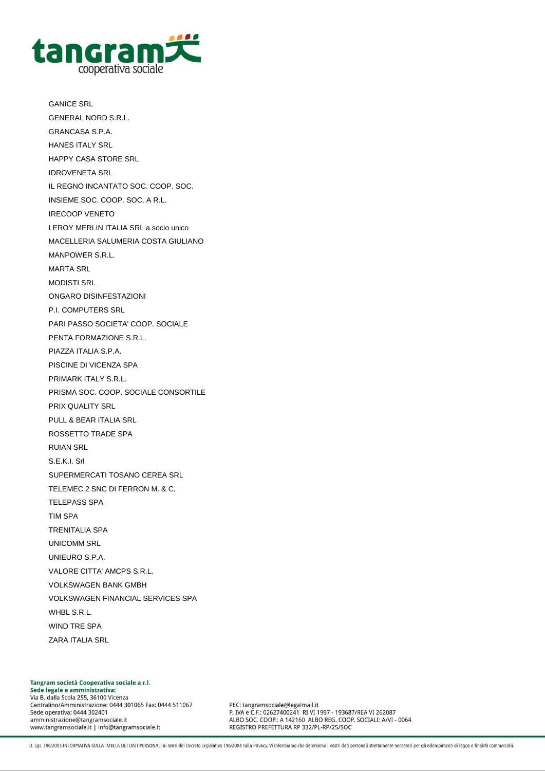GANICE SRL

GENERAL NORD S.R.L.

GRANCASA S.P.A.

HANES ITALY SRL

HAPPY CASA STORE SRL

IDROVENETA SRL

IL REGNO INCANTATO SOC. COOP. SOC.

INSIEME SOC. COOP. SOC. A R.L.

IRECOOP VENETO

LEROY MERLIN ITALIA SRL a socio unico

MACELLERIA SALUMERIA COSTA GIULIANO

MANPOWER S.R.L.

MARTA SRL

MODISTI SRL

ONGARO DISINFESTAZIONI

P.I. COMPUTERS SRL

PARI PASSO SOCIETA' COOP. SOCIALE

PENTA FORMAZIONE S.R.L.

PIAZZA ITALIA S.P.A.

PISCINE DI VICENZA SPA

PRIMARK ITALY S.R.L.

PRISMA SOC. COOP. SOCIALE CONSORTILE

PRIX QUALITY SRL

PULL & BEAR ITALIA SRL

ROSSETTO TRADE SPA

RUIAN SRL

S.E.K.I. Srl

SUPERMERCATI TOSANO CEREA SRL

TELEMEC 2 SNC DI FERRON M. & C.

TELEPASS SPA

TIM SPA

TRENITALIA SPA

UNICOMM SRL

UNIEURO S.P.A.

VALORE CITTA' AMCPS S.R.L.

VOLKSWAGEN BANK GMBH

VOLKSWAGEN FINANCIAL SERVICES SPA

WHBL S.R.L.

WIND TRE SPA

ZARA ITALIA SRL